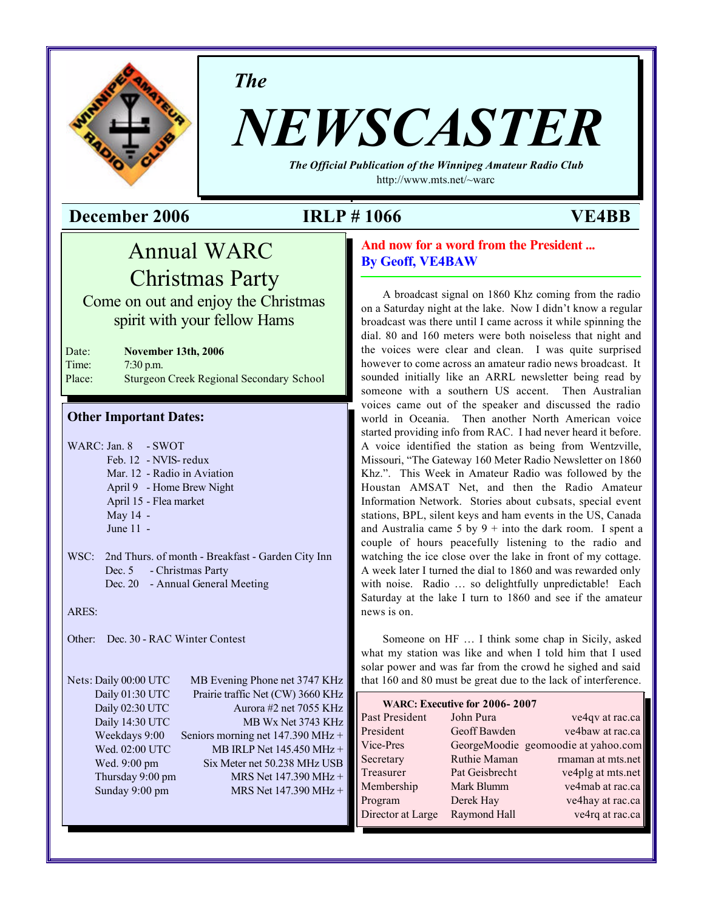# *The* NEWSCASTER

***The Official Publication of the Winnipeg Amateur Radio Club***

http://www.mts.net/~warc

**December 2006** **IRLP # 1066** **VE4BB**

## Annual WARC Christmas Party

Come on out and enjoy the Christmas spirit with your fellow Hams

Date: **November 13th, 2006**
Time: 7:30 p.m.
Place: Sturgeon Creek Regional Secondary School

### Other Important Dates:

WARC:
- Jan. 8 - SWOT
- Feb. 12 - NVIS- redux
- Mar. 12 - Radio in Aviation
- April 9 - Home Brew Night
- April 15 - Flea market
- May 14 -
- June 11 -

WSC: 2nd Thurs. of month - Breakfast - Garden City Inn
- Dec. 5 - Christmas Party
- Dec. 20 - Annual General Meeting

ARES:

Other: Dec. 30 - RAC Winter Contest

| Nets: | |
|---|---|
| Daily 00:00 UTC | MB Evening Phone net 3747 KHz |
| Daily 01:30 UTC | Prairie traffic Net (CW) 3660 KHz |
| Daily 02:30 UTC | Aurora #2 net 7055 KHz |
| Daily 14:30 UTC | MB Wx Net 3743 KHz |
| Weekdays 9:00 | Seniors morning net 147.390 MHz + |
| Wed. 02:00 UTC | MB IRLP Net 145.450 MHz + |
| Wed. 9:00 pm | Six Meter net 50.238 MHz USB |
| Thursday 9:00 pm | MRS Net 147.390 MHz + |
| Sunday 9:00 pm | MRS Net 147.390 MHz + |

## And now for a word from the President ...
**By Geoff, VE4BAW**

A broadcast signal on 1860 Khz coming from the radio on a Saturday night at the lake. Now I didn't know a regular broadcast was there until I came across it while spinning the dial. 80 and 160 meters were both noiseless that night and the voices were clear and clean. I was quite surprised however to come across an amateur radio news broadcast. It sounded initially like an ARRL newsletter being read by someone with a southern US accent. Then Australian voices came out of the speaker and discussed the radio world in Oceania. Then another North American voice started providing info from RAC. I had never heard it before. A voice identified the station as being from Wentzville, Missouri, "The Gateway 160 Meter Radio Newsletter on 1860 Khz.". This Week in Amateur Radio was followed by the Houstan AMSAT Net, and then the Radio Amateur Information Network. Stories about cubsats, special event stations, BPL, silent keys and ham events in the US, Canada and Australia came 5 by 9 + into the dark room. I spent a couple of hours peacefully listening to the radio and watching the ice close over the lake in front of my cottage. A week later I turned the dial to 1860 and was rewarded only with noise. Radio … so delightfully unpredictable! Each Saturday at the lake I turn to 1860 and see if the amateur news is on.

Someone on HF … I think some chap in Sicily, asked what my station was like and when I told him that I used solar power and was far from the crowd he sighed and said that 160 and 80 must be great due to the lack of interference.

**WARC: Executive for 2006- 2007**

| | | |
|---|---|---|
| Past President | John Pura | ve4qv at rac.ca |
| President | Geoff Bawden | ve4baw at rac.ca |
| Vice-Pres | GeorgeMoodie | geomoodie at yahoo.com |
| Secretary | Ruthie Maman | rmaman at mts.net |
| Treasurer | Pat Geisbrecht | ve4plg at mts.net |
| Membership | Mark Blumm | ve4mab at rac.ca |
| Program | Derek Hay | ve4hay at rac.ca |
| Director at Large | Raymond Hall | ve4rq at rac.ca |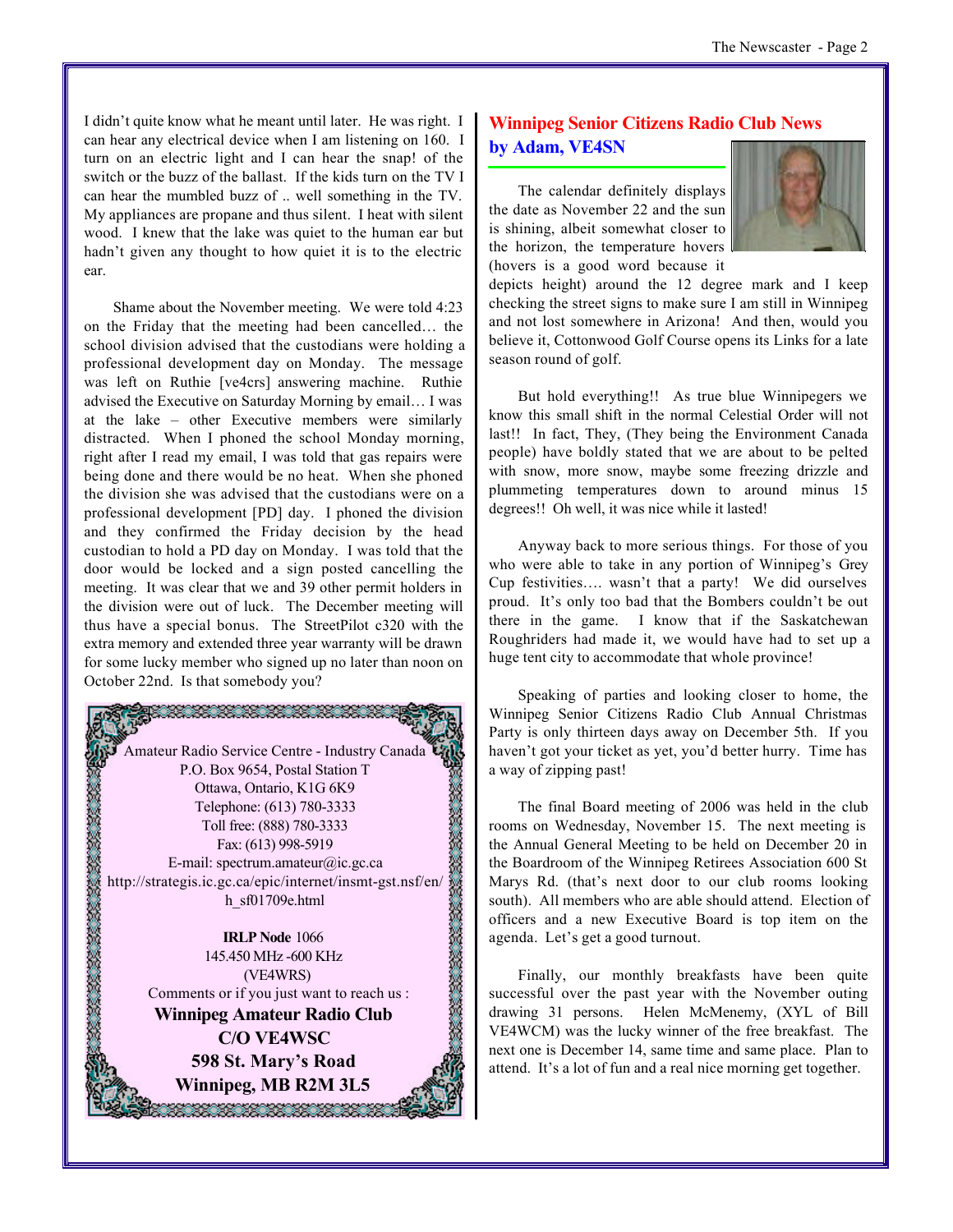I didn't quite know what he meant until later. He was right. I can hear any electrical device when I am listening on 160. I turn on an electric light and I can hear the snap! of the switch or the buzz of the ballast. If the kids turn on the TV I can hear the mumbled buzz of .. well something in the TV. My appliances are propane and thus silent. I heat with silent wood. I knew that the lake was quiet to the human ear but hadn't given any thought to how quiet it is to the electric ear.

Shame about the November meeting. We were told 4:23 on the Friday that the meeting had been cancelled… the school division advised that the custodians were holding a professional development day on Monday. The message was left on Ruthie [ve4crs] answering machine. Ruthie advised the Executive on Saturday Morning by email… I was at the lake – other Executive members were similarly distracted. When I phoned the school Monday morning, right after I read my email, I was told that gas repairs were being done and there would be no heat. When she phoned the division she was advised that the custodians were on a professional development [PD] day. I phoned the division and they confirmed the Friday decision by the head custodian to hold a PD day on Monday. I was told that the door would be locked and a sign posted cancelling the meeting. It was clear that we and 39 other permit holders in the division were out of luck. The December meeting will thus have a special bonus. The StreetPilot c320 with the extra memory and extended three year warranty will be drawn for some lucky member who signed up no later than noon on October 22nd. Is that somebody you?

Amateur Radio Service Centre - Industry Canada
P.O. Box 9654, Postal Station T
Ottawa, Ontario, K1G 6K9
Telephone: (613) 780-3333
Toll free: (888) 780-3333
Fax: (613) 998-5919
E-mail: spectrum.amateur@ic.gc.ca
http://strategis.ic.gc.ca/epic/internet/insmt-gst.nsf/en/h_sf01709e.html

**IRLP Node** 1066
145.450 MHz -600 KHz
(VE4WRS)
Comments or if you just want to reach us :
**Winnipeg Amateur Radio Club**
**C/O VE4WSC**
**598 St. Mary's Road**
**Winnipeg, MB R2M 3L5**

## Winnipeg Senior Citizens Radio Club News
### by Adam, VE4SN

The calendar definitely displays the date as November 22 and the sun is shining, albeit somewhat closer to the horizon, the temperature hovers (hovers is a good word because it depicts height) around the 12 degree mark and I keep checking the street signs to make sure I am still in Winnipeg and not lost somewhere in Arizona! And then, would you believe it, Cottonwood Golf Course opens its Links for a late season round of golf.

But hold everything!! As true blue Winnipegers we know this small shift in the normal Celestial Order will not last!! In fact, They, (They being the Environment Canada people) have boldly stated that we are about to be pelted with snow, more snow, maybe some freezing drizzle and plummeting temperatures down to around minus 15 degrees!! Oh well, it was nice while it lasted!

Anyway back to more serious things. For those of you who were able to take in any portion of Winnipeg's Grey Cup festivities…. wasn't that a party! We did ourselves proud. It's only too bad that the Bombers couldn't be out there in the game. I know that if the Saskatchewan Roughriders had made it, we would have had to set up a huge tent city to accommodate that whole province!

Speaking of parties and looking closer to home, the Winnipeg Senior Citizens Radio Club Annual Christmas Party is only thirteen days away on December 5th. If you haven't got your ticket as yet, you'd better hurry. Time has a way of zipping past!

The final Board meeting of 2006 was held in the club rooms on Wednesday, November 15. The next meeting is the Annual General Meeting to be held on December 20 in the Boardroom of the Winnipeg Retirees Association 600 St Marys Rd. (that's next door to our club rooms looking south). All members who are able should attend. Election of officers and a new Executive Board is top item on the agenda. Let's get a good turnout.

Finally, our monthly breakfasts have been quite successful over the past year with the November outing drawing 31 persons. Helen McMenemy, (XYL of Bill VE4WCM) was the lucky winner of the free breakfast. The next one is December 14, same time and same place. Plan to attend. It's a lot of fun and a real nice morning get together.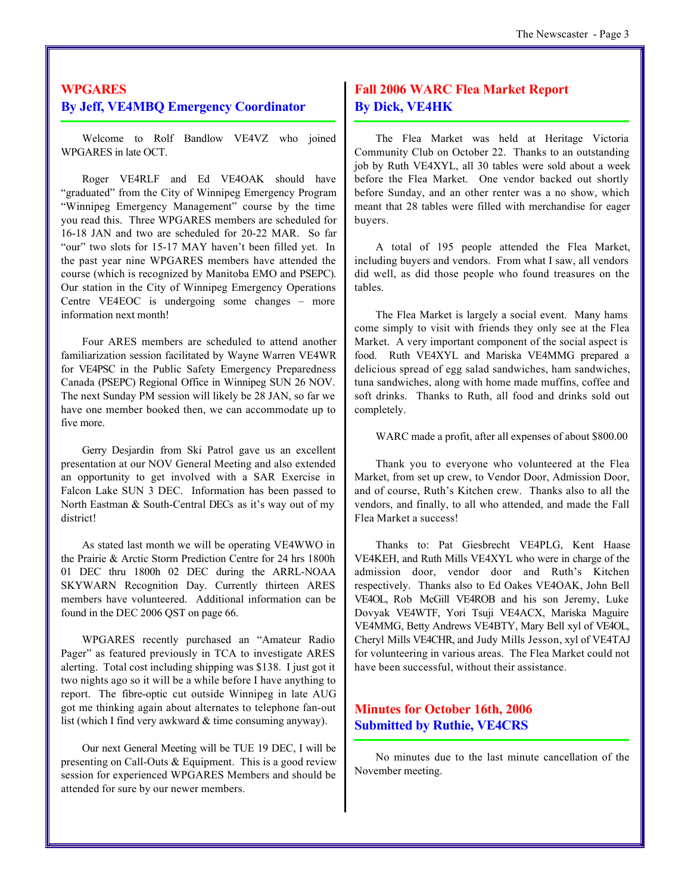## WPGARES
## By Jeff, VE4MBQ Emergency Coordinator

Welcome to Rolf Bandlow VE4VZ who joined WPGARES in late OCT.

Roger VE4RLF and Ed VE4OAK should have "graduated" from the City of Winnipeg Emergency Program "Winnipeg Emergency Management" course by the time you read this. Three WPGARES members are scheduled for 16-18 JAN and two are scheduled for 20-22 MAR. So far "our" two slots for 15-17 MAY haven't been filled yet. In the past year nine WPGARES members have attended the course (which is recognized by Manitoba EMO and PSEPC). Our station in the City of Winnipeg Emergency Operations Centre VE4EOC is undergoing some changes – more information next month!

Four ARES members are scheduled to attend another familiarization session facilitated by Wayne Warren VE4WR for VE4PSC in the Public Safety Emergency Preparedness Canada (PSEPC) Regional Office in Winnipeg SUN 26 NOV. The next Sunday PM session will likely be 28 JAN, so far we have one member booked then, we can accommodate up to five more.

Gerry Desjardin from Ski Patrol gave us an excellent presentation at our NOV General Meeting and also extended an opportunity to get involved with a SAR Exercise in Falcon Lake SUN 3 DEC. Information has been passed to North Eastman & South-Central DECs as it's way out of my district!

As stated last month we will be operating VE4WWO in the Prairie & Arctic Storm Prediction Centre for 24 hrs 1800h 01 DEC thru 1800h 02 DEC during the ARRL-NOAA SKYWARN Recognition Day. Currently thirteen ARES members have volunteered. Additional information can be found in the DEC 2006 QST on page 66.

WPGARES recently purchased an "Amateur Radio Pager" as featured previously in TCA to investigate ARES alerting. Total cost including shipping was $138. I just got it two nights ago so it will be a while before I have anything to report. The fibre-optic cut outside Winnipeg in late AUG got me thinking again about alternates to telephone fan-out list (which I find very awkward & time consuming anyway).

Our next General Meeting will be TUE 19 DEC, I will be presenting on Call-Outs & Equipment. This is a good review session for experienced WPGARES Members and should be attended for sure by our newer members.

## Fall 2006 WARC Flea Market Report
## By Dick, VE4HK

The Flea Market was held at Heritage Victoria Community Club on October 22. Thanks to an outstanding job by Ruth VE4XYL, all 30 tables were sold about a week before the Flea Market. One vendor backed out shortly before Sunday, and an other renter was a no show, which meant that 28 tables were filled with merchandise for eager buyers.

A total of 195 people attended the Flea Market, including buyers and vendors. From what I saw, all vendors did well, as did those people who found treasures on the tables.

The Flea Market is largely a social event. Many hams come simply to visit with friends they only see at the Flea Market. A very important component of the social aspect is food. Ruth VE4XYL and Mariska VE4MMG prepared a delicious spread of egg salad sandwiches, ham sandwiches, tuna sandwiches, along with home made muffins, coffee and soft drinks. Thanks to Ruth, all food and drinks sold out completely.

WARC made a profit, after all expenses of about $800.00

Thank you to everyone who volunteered at the Flea Market, from set up crew, to Vendor Door, Admission Door, and of course, Ruth's Kitchen crew. Thanks also to all the vendors, and finally, to all who attended, and made the Fall Flea Market a success!

Thanks to: Pat Giesbrecht VE4PLG, Kent Haase VE4KEH, and Ruth Mills VE4XYL who were in charge of the admission door, vendor door and Ruth's Kitchen respectively. Thanks also to Ed Oakes VE4OAK, John Bell VE4OL, Rob McGill VE4ROB and his son Jeremy, Luke Dovyak VE4WTF, Yori Tsuji VE4ACX, Mariska Maguire VE4MMG, Betty Andrews VE4BTY, Mary Bell xyl of VE4OL, Cheryl Mills VE4CHR, and Judy Mills Jesson, xyl of VE4TAJ for volunteering in various areas. The Flea Market could not have been successful, without their assistance.

## Minutes for October 16th, 2006
## Submitted by Ruthie, VE4CRS

No minutes due to the last minute cancellation of the November meeting.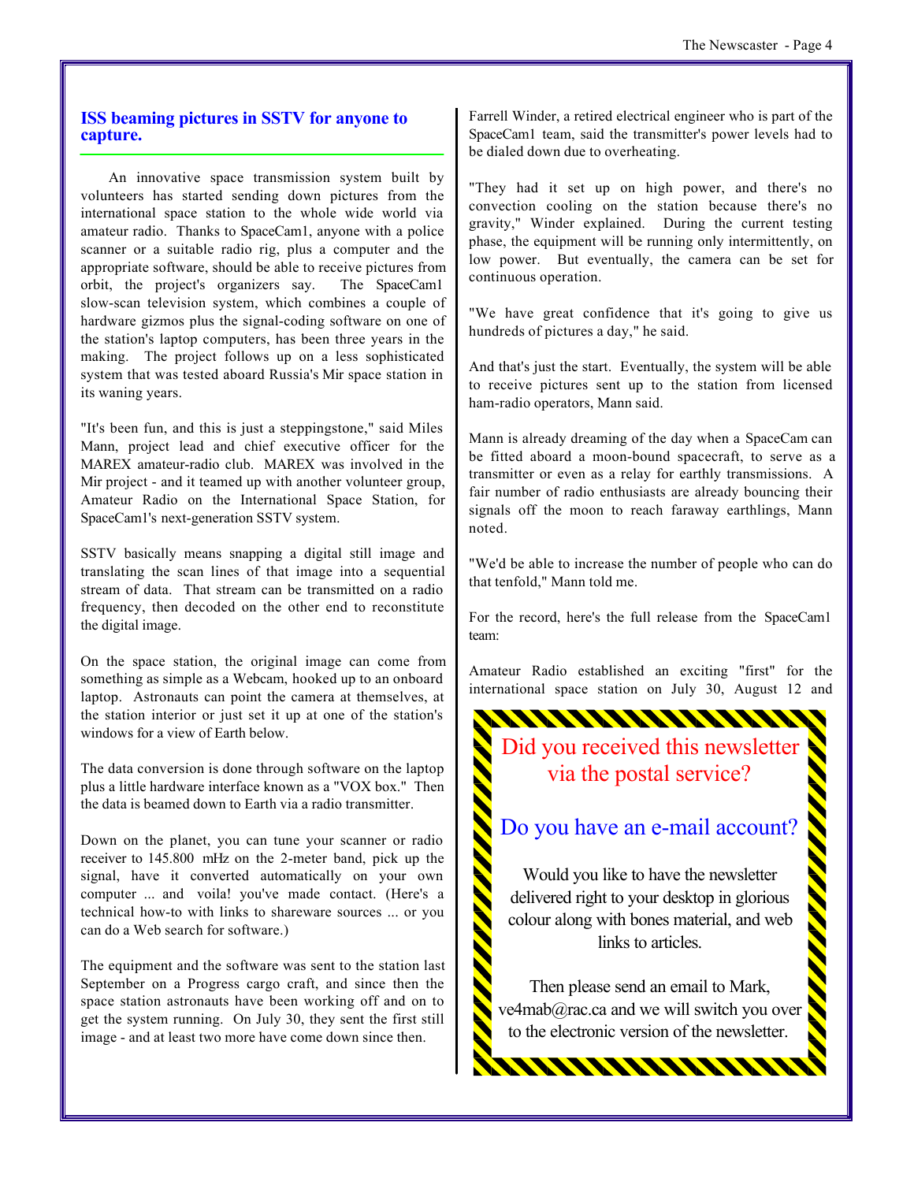## ISS beaming pictures in SSTV for anyone to capture.

An innovative space transmission system built by volunteers has started sending down pictures from the international space station to the whole wide world via amateur radio. Thanks to SpaceCam1, anyone with a police scanner or a suitable radio rig, plus a computer and the appropriate software, should be able to receive pictures from orbit, the project's organizers say. The SpaceCam1 slow-scan television system, which combines a couple of hardware gizmos plus the signal-coding software on one of the station's laptop computers, has been three years in the making. The project follows up on a less sophisticated system that was tested aboard Russia's Mir space station in its waning years.

"It's been fun, and this is just a steppingstone," said Miles Mann, project lead and chief executive officer for the MAREX amateur-radio club. MAREX was involved in the Mir project - and it teamed up with another volunteer group, Amateur Radio on the International Space Station, for SpaceCam1's next-generation SSTV system.

SSTV basically means snapping a digital still image and translating the scan lines of that image into a sequential stream of data. That stream can be transmitted on a radio frequency, then decoded on the other end to reconstitute the digital image.

On the space station, the original image can come from something as simple as a Webcam, hooked up to an onboard laptop. Astronauts can point the camera at themselves, at the station interior or just set it up at one of the station's windows for a view of Earth below.

The data conversion is done through software on the laptop plus a little hardware interface known as a "VOX box." Then the data is beamed down to Earth via a radio transmitter.

Down on the planet, you can tune your scanner or radio receiver to 145.800 mHz on the 2-meter band, pick up the signal, have it converted automatically on your own computer ... and voila! you've made contact. (Here's a technical how-to with links to shareware sources ... or you can do a Web search for software.)

The equipment and the software was sent to the station last September on a Progress cargo craft, and since then the space station astronauts have been working off and on to get the system running. On July 30, they sent the first still image - and at least two more have come down since then.

Farrell Winder, a retired electrical engineer who is part of the SpaceCam1 team, said the transmitter's power levels had to be dialed down due to overheating.

"They had it set up on high power, and there's no convection cooling on the station because there's no gravity," Winder explained. During the current testing phase, the equipment will be running only intermittently, on low power. But eventually, the camera can be set for continuous operation.

"We have great confidence that it's going to give us hundreds of pictures a day," he said.

And that's just the start. Eventually, the system will be able to receive pictures sent up to the station from licensed ham-radio operators, Mann said.

Mann is already dreaming of the day when a SpaceCam can be fitted aboard a moon-bound spacecraft, to serve as a transmitter or even as a relay for earthly transmissions. A fair number of radio enthusiasts are already bouncing their signals off the moon to reach faraway earthlings, Mann noted.

"We'd be able to increase the number of people who can do that tenfold," Mann told me.

For the record, here's the full release from the SpaceCam1 team:

Amateur Radio established an exciting "first" for the international space station on July 30, August 12 and

---

**Did you received this newsletter via the postal service?**

**Do you have an e-mail account?**

Would you like to have the newsletter delivered right to your desktop in glorious colour along with bones material, and web links to articles.

Then please send an email to Mark, ve4mab@rac.ca and we will switch you over to the electronic version of the newsletter.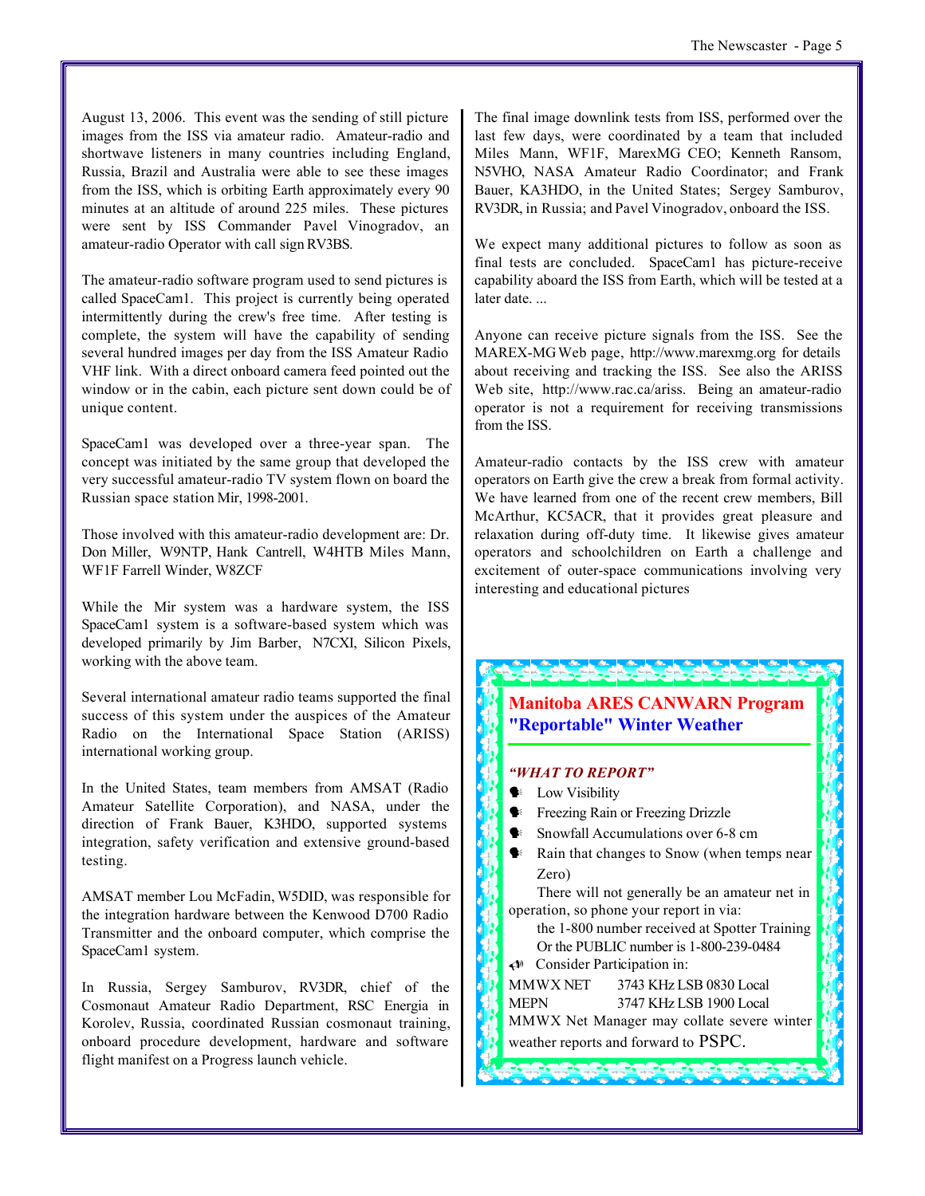August 13, 2006. This event was the sending of still picture images from the ISS via amateur radio. Amateur-radio and shortwave listeners in many countries including England, Russia, Brazil and Australia were able to see these images from the ISS, which is orbiting Earth approximately every 90 minutes at an altitude of around 225 miles. These pictures were sent by ISS Commander Pavel Vinogradov, an amateur-radio Operator with call sign RV3BS.

The amateur-radio software program used to send pictures is called SpaceCam1. This project is currently being operated intermittently during the crew's free time. After testing is complete, the system will have the capability of sending several hundred images per day from the ISS Amateur Radio VHF link. With a direct onboard camera feed pointed out the window or in the cabin, each picture sent down could be of unique content.

SpaceCam1 was developed over a three-year span. The concept was initiated by the same group that developed the very successful amateur-radio TV system flown on board the Russian space station Mir, 1998-2001.

Those involved with this amateur-radio development are: Dr. Don Miller, W9NTP, Hank Cantrell, W4HTB Miles Mann, WF1F Farrell Winder, W8ZCF

While the Mir system was a hardware system, the ISS SpaceCam1 system is a software-based system which was developed primarily by Jim Barber, N7CXI, Silicon Pixels, working with the above team.

Several international amateur radio teams supported the final success of this system under the auspices of the Amateur Radio on the International Space Station (ARISS) international working group.

In the United States, team members from AMSAT (Radio Amateur Satellite Corporation), and NASA, under the direction of Frank Bauer, K3HDO, supported systems integration, safety verification and extensive ground-based testing.

AMSAT member Lou McFadin, W5DID, was responsible for the integration hardware between the Kenwood D700 Radio Transmitter and the onboard computer, which comprise the SpaceCam1 system.

In Russia, Sergey Samburov, RV3DR, chief of the Cosmonaut Amateur Radio Department, RSC Energia in Korolev, Russia, coordinated Russian cosmonaut training, onboard procedure development, hardware and software flight manifest on a Progress launch vehicle.

The final image downlink tests from ISS, performed over the last few days, were coordinated by a team that included Miles Mann, WF1F, MarexMG CEO; Kenneth Ransom, N5VHO, NASA Amateur Radio Coordinator; and Frank Bauer, KA3HDO, in the United States; Sergey Samburov, RV3DR, in Russia; and Pavel Vinogradov, onboard the ISS.

We expect many additional pictures to follow as soon as final tests are concluded. SpaceCam1 has picture-receive capability aboard the ISS from Earth, which will be tested at a later date. ...

Anyone can receive picture signals from the ISS. See the MAREX-MG Web page, http://www.marexmg.org for details about receiving and tracking the ISS. See also the ARISS Web site, http://www.rac.ca/ariss. Being an amateur-radio operator is not a requirement for receiving transmissions from the ISS.

Amateur-radio contacts by the ISS crew with amateur operators on Earth give the crew a break from formal activity. We have learned from one of the recent crew members, Bill McArthur, KC5ACR, that it provides great pleasure and relaxation during off-duty time. It likewise gives amateur operators and schoolchildren on Earth a challenge and excitement of outer-space communications involving very interesting and educational pictures

## Manitoba ARES CANWARN Program "Reportable" Winter Weather

***"WHAT TO REPORT"***

- Low Visibility
- Freezing Rain or Freezing Drizzle
- Snowfall Accumulations over 6-8 cm
- Rain that changes to Snow (when temps near Zero)

There will not generally be an amateur net in operation, so phone your report in via:
the 1-800 number received at Spotter Training
Or the PUBLIC number is 1-800-239-0484

- Consider Participation in:

MMWX NET 3743 KHz LSB 0830 Local
MEPN 3747 KHz LSB 1900 Local

MMWX Net Manager may collate severe winter weather reports and forward to PSPC.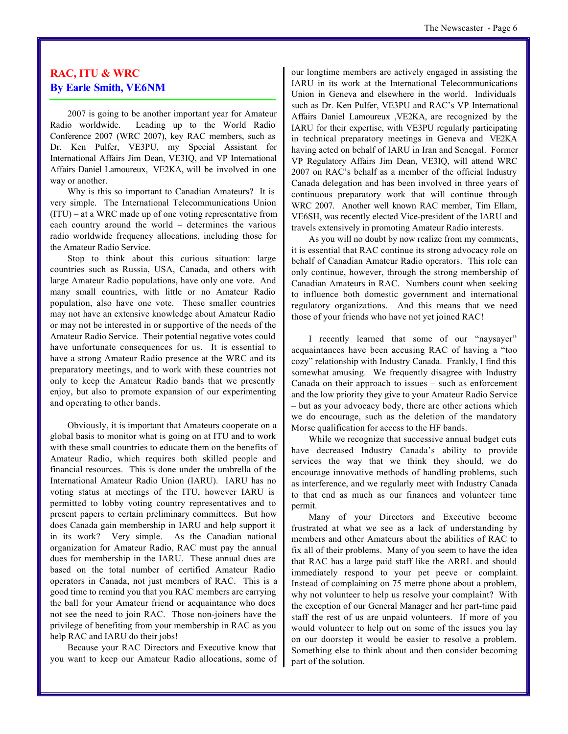## RAC, ITU & WRC

### By Earle Smith, VE6NM

2007 is going to be another important year for Amateur Radio worldwide. Leading up to the World Radio Conference 2007 (WRC 2007), key RAC members, such as Dr. Ken Pulfer, VE3PU, my Special Assistant for International Affairs Jim Dean, VE3IQ, and VP International Affairs Daniel Lamoureux, VE2KA, will be involved in one way or another.

Why is this so important to Canadian Amateurs? It is very simple. The International Telecommunications Union (ITU) – at a WRC made up of one voting representative from each country around the world – determines the various radio worldwide frequency allocations, including those for the Amateur Radio Service.

Stop to think about this curious situation: large countries such as Russia, USA, Canada, and others with large Amateur Radio populations, have only one vote. And many small countries, with little or no Amateur Radio population, also have one vote. These smaller countries may not have an extensive knowledge about Amateur Radio or may not be interested in or supportive of the needs of the Amateur Radio Service. Their potential negative votes could have unfortunate consequences for us. It is essential to have a strong Amateur Radio presence at the WRC and its preparatory meetings, and to work with these countries not only to keep the Amateur Radio bands that we presently enjoy, but also to promote expansion of our experimenting and operating to other bands.

Obviously, it is important that Amateurs cooperate on a global basis to monitor what is going on at ITU and to work with these small countries to educate them on the benefits of Amateur Radio, which requires both skilled people and financial resources. This is done under the umbrella of the International Amateur Radio Union (IARU). IARU has no voting status at meetings of the ITU, however IARU is permitted to lobby voting country representatives and to present papers to certain preliminary committees. But how does Canada gain membership in IARU and help support it in its work? Very simple. As the Canadian national organization for Amateur Radio, RAC must pay the annual dues for membership in the IARU. These annual dues are based on the total number of certified Amateur Radio operators in Canada, not just members of RAC. This is a good time to remind you that you RAC members are carrying the ball for your Amateur friend or acquaintance who does not see the need to join RAC. Those non-joiners have the privilege of benefiting from your membership in RAC as you help RAC and IARU do their jobs!

Because your RAC Directors and Executive know that you want to keep our Amateur Radio allocations, some of our longtime members are actively engaged in assisting the IARU in its work at the International Telecommunications Union in Geneva and elsewhere in the world. Individuals such as Dr. Ken Pulfer, VE3PU and RAC's VP International Affairs Daniel Lamoureux ,VE2KA, are recognized by the IARU for their expertise, with VE3PU regularly participating in technical preparatory meetings in Geneva and VE2KA having acted on behalf of IARU in Iran and Senegal. Former VP Regulatory Affairs Jim Dean, VE3IQ, will attend WRC 2007 on RAC's behalf as a member of the official Industry Canada delegation and has been involved in three years of continuous preparatory work that will continue through WRC 2007. Another well known RAC member, Tim Ellam, VE6SH, was recently elected Vice-president of the IARU and travels extensively in promoting Amateur Radio interests.

As you will no doubt by now realize from my comments, it is essential that RAC continue its strong advocacy role on behalf of Canadian Amateur Radio operators. This role can only continue, however, through the strong membership of Canadian Amateurs in RAC. Numbers count when seeking to influence both domestic government and international regulatory organizations. And this means that we need those of your friends who have not yet joined RAC!

I recently learned that some of our "naysayer" acquaintances have been accusing RAC of having a "too cozy" relationship with Industry Canada. Frankly, I find this somewhat amusing. We frequently disagree with Industry Canada on their approach to issues – such as enforcement and the low priority they give to your Amateur Radio Service – but as your advocacy body, there are other actions which we do encourage, such as the deletion of the mandatory Morse qualification for access to the HF bands.

While we recognize that successive annual budget cuts have decreased Industry Canada's ability to provide services the way that we think they should, we do encourage innovative methods of handling problems, such as interference, and we regularly meet with Industry Canada to that end as much as our finances and volunteer time permit.

Many of your Directors and Executive become frustrated at what we see as a lack of understanding by members and other Amateurs about the abilities of RAC to fix all of their problems. Many of you seem to have the idea that RAC has a large paid staff like the ARRL and should immediately respond to your pet peeve or complaint. Instead of complaining on 75 metre phone about a problem, why not volunteer to help us resolve your complaint? With the exception of our General Manager and her part-time paid staff the rest of us are unpaid volunteers. If more of you would volunteer to help out on some of the issues you lay on our doorstep it would be easier to resolve a problem. Something else to think about and then consider becoming part of the solution.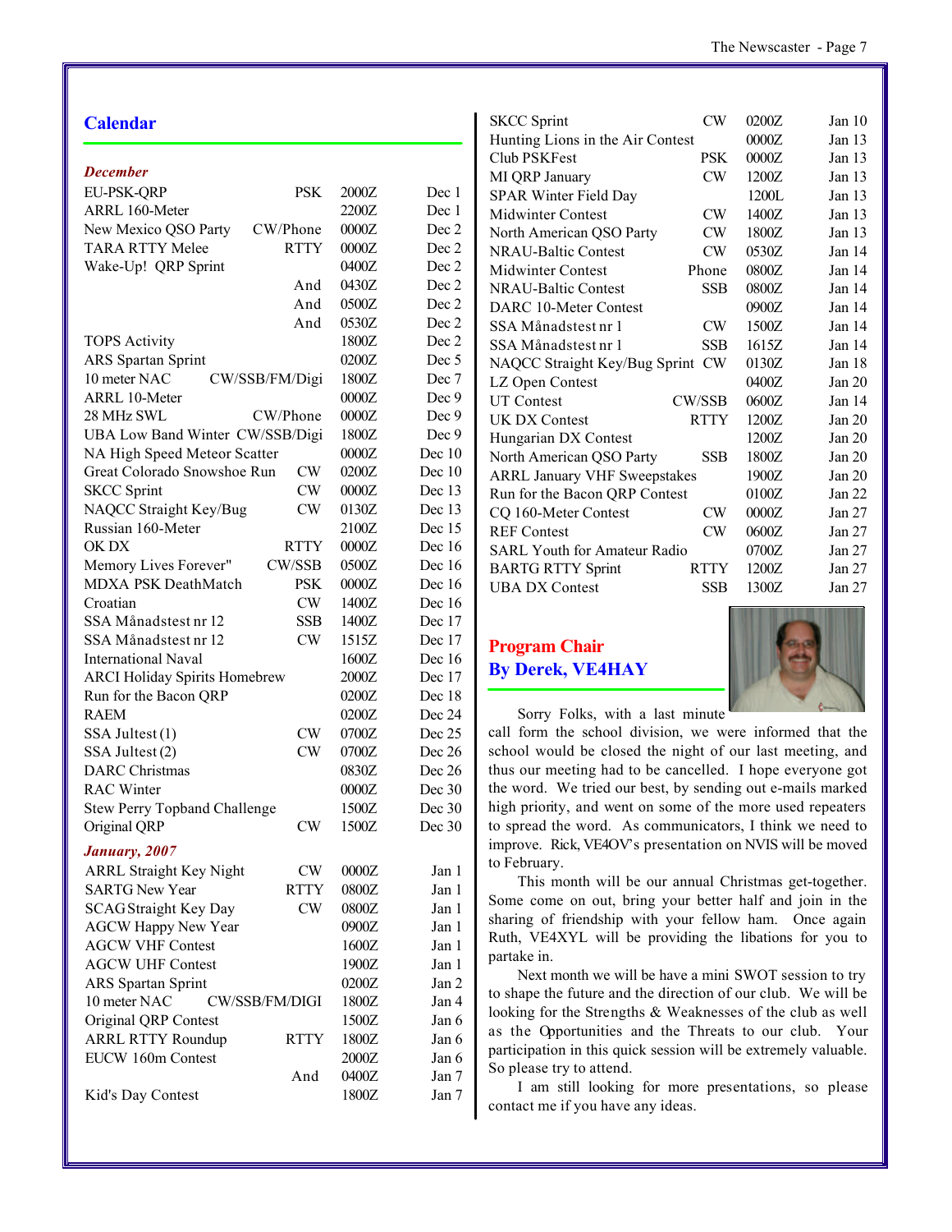## Calendar

### *December*

| Contest | Mode | Time | Date |
|---|---|---|---|
| EU-PSK-QRP | PSK | 2000Z | Dec 1 |
| ARRL 160-Meter | | 2200Z | Dec 1 |
| New Mexico QSO Party | CW/Phone | 0000Z | Dec 2 |
| TARA RTTY Melee | RTTY | 0000Z | Dec 2 |
| Wake-Up! QRP Sprint | | 0400Z | Dec 2 |
| | And | 0430Z | Dec 2 |
| | And | 0500Z | Dec 2 |
| | And | 0530Z | Dec 2 |
| TOPS Activity | | 1800Z | Dec 2 |
| ARS Spartan Sprint | | 0200Z | Dec 5 |
| 10 meter NAC | CW/SSB/FM/Digi | 1800Z | Dec 7 |
| ARRL 10-Meter | | 0000Z | Dec 9 |
| 28 MHz SWL | CW/Phone | 0000Z | Dec 9 |
| UBA Low Band Winter | CW/SSB/Digi | 1800Z | Dec 9 |
| NA High Speed Meteor Scatter | | 0000Z | Dec 10 |
| Great Colorado Snowshoe Run | CW | 0200Z | Dec 10 |
| SKCC Sprint | CW | 0000Z | Dec 13 |
| NAQCC Straight Key/Bug | CW | 0130Z | Dec 13 |
| Russian 160-Meter | | 2100Z | Dec 15 |
| OK DX | RTTY | 0000Z | Dec 16 |
| Memory Lives Forever" | CW/SSB | 0500Z | Dec 16 |
| MDXA PSK DeathMatch | PSK | 0000Z | Dec 16 |
| Croatian | CW | 1400Z | Dec 16 |
| SSA Månadstest nr 12 | SSB | 1400Z | Dec 17 |
| SSA Månadstest nr 12 | CW | 1515Z | Dec 17 |
| International Naval | | 1600Z | Dec 16 |
| ARCI Holiday Spirits Homebrew | | 2000Z | Dec 17 |
| Run for the Bacon QRP | | 0200Z | Dec 18 |
| RAEM | | 0200Z | Dec 24 |
| SSA Jultest (1) | CW | 0700Z | Dec 25 |
| SSA Jultest (2) | CW | 0700Z | Dec 26 |
| DARC Christmas | | 0830Z | Dec 26 |
| RAC Winter | | 0000Z | Dec 30 |
| Stew Perry Topband Challenge | | 1500Z | Dec 30 |
| Original QRP | CW | 1500Z | Dec 30 |

### *January, 2007*

| Contest | Mode | Time | Date |
|---|---|---|---|
| ARRL Straight Key Night | CW | 0000Z | Jan 1 |
| SARTG New Year | RTTY | 0800Z | Jan 1 |
| SCAG Straight Key Day | CW | 0800Z | Jan 1 |
| AGCW Happy New Year | | 0900Z | Jan 1 |
| AGCW VHF Contest | | 1600Z | Jan 1 |
| AGCW UHF Contest | | 1900Z | Jan 1 |
| ARS Spartan Sprint | | 0200Z | Jan 2 |
| 10 meter NAC | CW/SSB/FM/DIGI | 1800Z | Jan 4 |
| Original QRP Contest | | 1500Z | Jan 6 |
| ARRL RTTY Roundup | RTTY | 1800Z | Jan 6 |
| EUCW 160m Contest | | 2000Z | Jan 6 |
| | And | 0400Z | Jan 7 |
| Kid's Day Contest | | 1800Z | Jan 7 |
| SKCC Sprint | CW | 0200Z | Jan 10 |
| Hunting Lions in the Air Contest | | 0000Z | Jan 13 |
| Club PSKFest | PSK | 0000Z | Jan 13 |
| MI QRP January | CW | 1200Z | Jan 13 |
| SPAR Winter Field Day | | 1200L | Jan 13 |
| Midwinter Contest | CW | 1400Z | Jan 13 |
| North American QSO Party | CW | 1800Z | Jan 13 |
| NRAU-Baltic Contest | CW | 0530Z | Jan 14 |
| Midwinter Contest | Phone | 0800Z | Jan 14 |
| NRAU-Baltic Contest | SSB | 0800Z | Jan 14 |
| DARC 10-Meter Contest | | 0900Z | Jan 14 |
| SSA Månadstest nr 1 | CW | 1500Z | Jan 14 |
| SSA Månadstest nr 1 | SSB | 1615Z | Jan 14 |
| NAQCC Straight Key/Bug Sprint | CW | 0130Z | Jan 18 |
| LZ Open Contest | | 0400Z | Jan 20 |
| UT Contest | CW/SSB | 0600Z | Jan 14 |
| UK DX Contest | RTTY | 1200Z | Jan 20 |
| Hungarian DX Contest | | 1200Z | Jan 20 |
| North American QSO Party | SSB | 1800Z | Jan 20 |
| ARRL January VHF Sweepstakes | | 1900Z | Jan 20 |
| Run for the Bacon QRP Contest | | 0100Z | Jan 22 |
| CQ 160-Meter Contest | CW | 0000Z | Jan 27 |
| REF Contest | CW | 0600Z | Jan 27 |
| SARL Youth for Amateur Radio | | 0700Z | Jan 27 |
| BARTG RTTY Sprint | RTTY | 1200Z | Jan 27 |
| UBA DX Contest | SSB | 1300Z | Jan 27 |

## Program Chair
## By Derek, VE4HAY

Sorry Folks, with a last minute call form the school division, we were informed that the school would be closed the night of our last meeting, and thus our meeting had to be cancelled. I hope everyone got the word. We tried our best, by sending out e-mails marked high priority, and went on some of the more used repeaters to spread the word. As communicators, I think we need to improve. Rick, VE4OV's presentation on NVIS will be moved to February.

This month will be our annual Christmas get-together. Some come on out, bring your better half and join in the sharing of friendship with your fellow ham. Once again Ruth, VE4XYL will be providing the libations for you to partake in.

Next month we will be have a mini SWOT session to try to shape the future and the direction of our club. We will be looking for the Strengths & Weaknesses of the club as well as the Opportunities and the Threats to our club. Your participation in this quick session will be extremely valuable. So please try to attend.

I am still looking for more presentations, so please contact me if you have any ideas.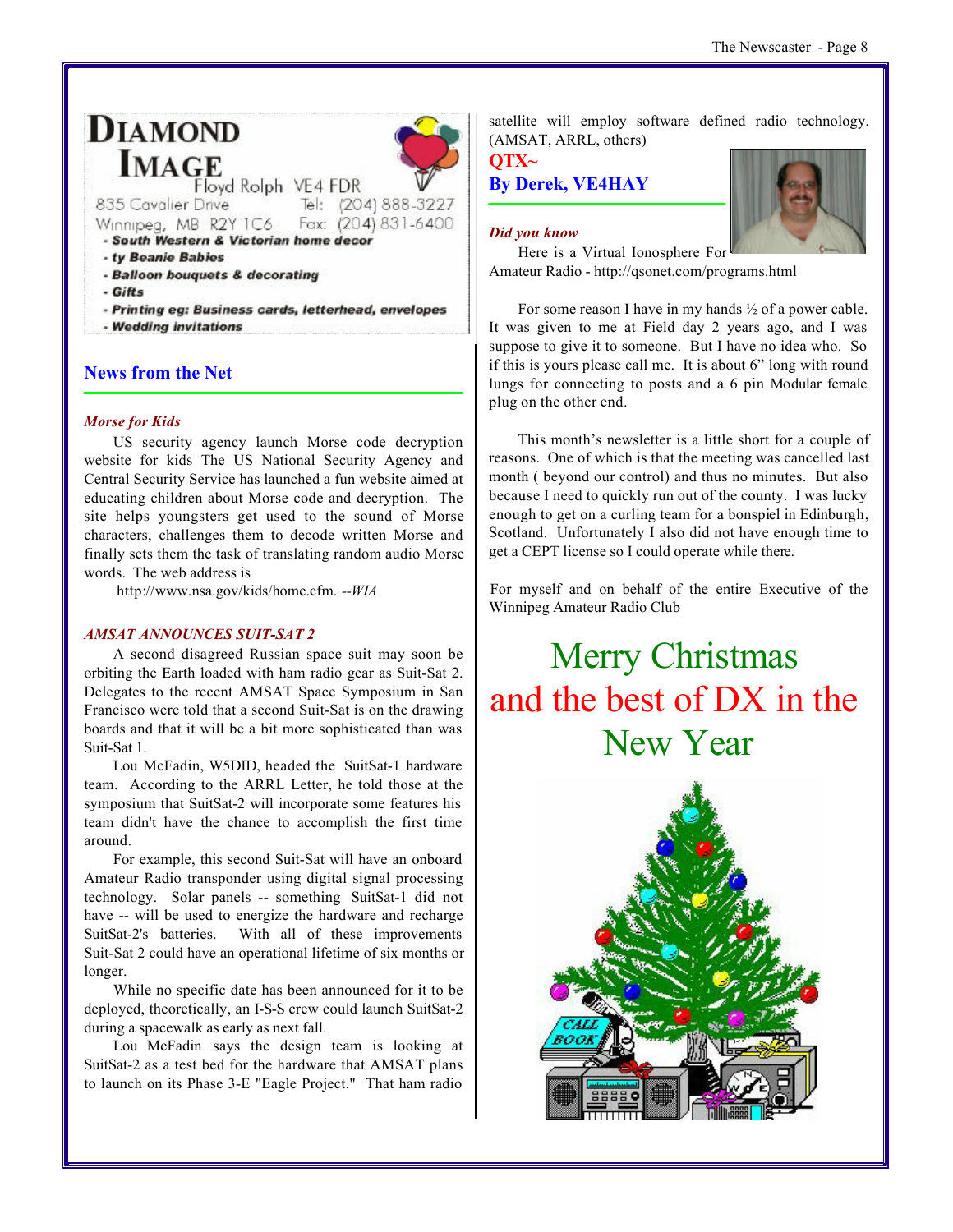**DIAMOND IMAGE**

Floyd Rolph VE4 FDR

835 Cavalier Drive Tel: (204) 888-3227

Winnipeg, MB R2Y 1C6 Fax: (204) 831-6400

- South Western & Victorian home decor
- ty Beanie Babies
- Balloon bouquets & decorating
- Gifts
- Printing eg: Business cards, letterhead, envelopes
- Wedding invitations

## News from the Net

### *Morse for Kids*

US security agency launch Morse code decryption website for kids The US National Security Agency and Central Security Service has launched a fun website aimed at educating children about Morse code and decryption. The site helps youngsters get used to the sound of Morse characters, challenges them to decode written Morse and finally sets them the task of translating random audio Morse words. The web address is http://www.nsa.gov/kids/home.cfm. *--WIA*

### *AMSAT ANNOUNCES SUIT-SAT 2*

A second disagreed Russian space suit may soon be orbiting the Earth loaded with ham radio gear as Suit-Sat 2. Delegates to the recent AMSAT Space Symposium in San Francisco were told that a second Suit-Sat is on the drawing boards and that it will be a bit more sophisticated than was Suit-Sat 1.

Lou McFadin, W5DID, headed the SuitSat-1 hardware team. According to the ARRL Letter, he told those at the symposium that SuitSat-2 will incorporate some features his team didn't have the chance to accomplish the first time around.

For example, this second Suit-Sat will have an onboard Amateur Radio transponder using digital signal processing technology. Solar panels -- something SuitSat-1 did not have -- will be used to energize the hardware and recharge SuitSat-2's batteries. With all of these improvements Suit-Sat 2 could have an operational lifetime of six months or longer.

While no specific date has been announced for it to be deployed, theoretically, an I-S-S crew could launch SuitSat-2 during a spacewalk as early as next fall.

Lou McFadin says the design team is looking at SuitSat-2 as a test bed for the hardware that AMSAT plans to launch on its Phase 3-E "Eagle Project." That ham radio satellite will employ software defined radio technology. (AMSAT, ARRL, others)

## QTX~
## By Derek, VE4HAY

### *Did you know*

Here is a Virtual Ionosphere For Amateur Radio - http://qsonet.com/programs.html

For some reason I have in my hands ½ of a power cable. It was given to me at Field day 2 years ago, and I was suppose to give it to someone. But I have no idea who. So if this is yours please call me. It is about 6" long with round lungs for connecting to posts and a 6 pin Modular female plug on the other end.

This month's newsletter is a little short for a couple of reasons. One of which is that the meeting was cancelled last month ( beyond our control) and thus no minutes. But also because I need to quickly run out of the county. I was lucky enough to get on a curling team for a bonspiel in Edinburgh, Scotland. Unfortunately I also did not have enough time to get a CEPT license so I could operate while there.

For myself and on behalf of the entire Executive of the Winnipeg Amateur Radio Club

Merry Christmas
and the best of DX in the
New Year